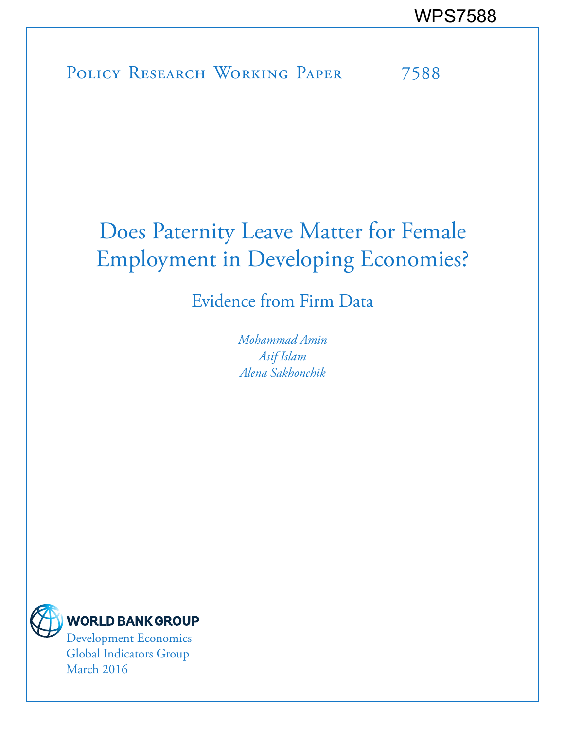WPS7588

Policy Research Working Paper 7588

# Does Paternity Leave Matter for Female Employment in Developing Economies?

## Evidence from Firm Data

*Mohammad Amin*
*Asif Islam*
*Alena Sakhonchik*

WORLD BANK GROUP
Development Economics
Global Indicators Group
March 2016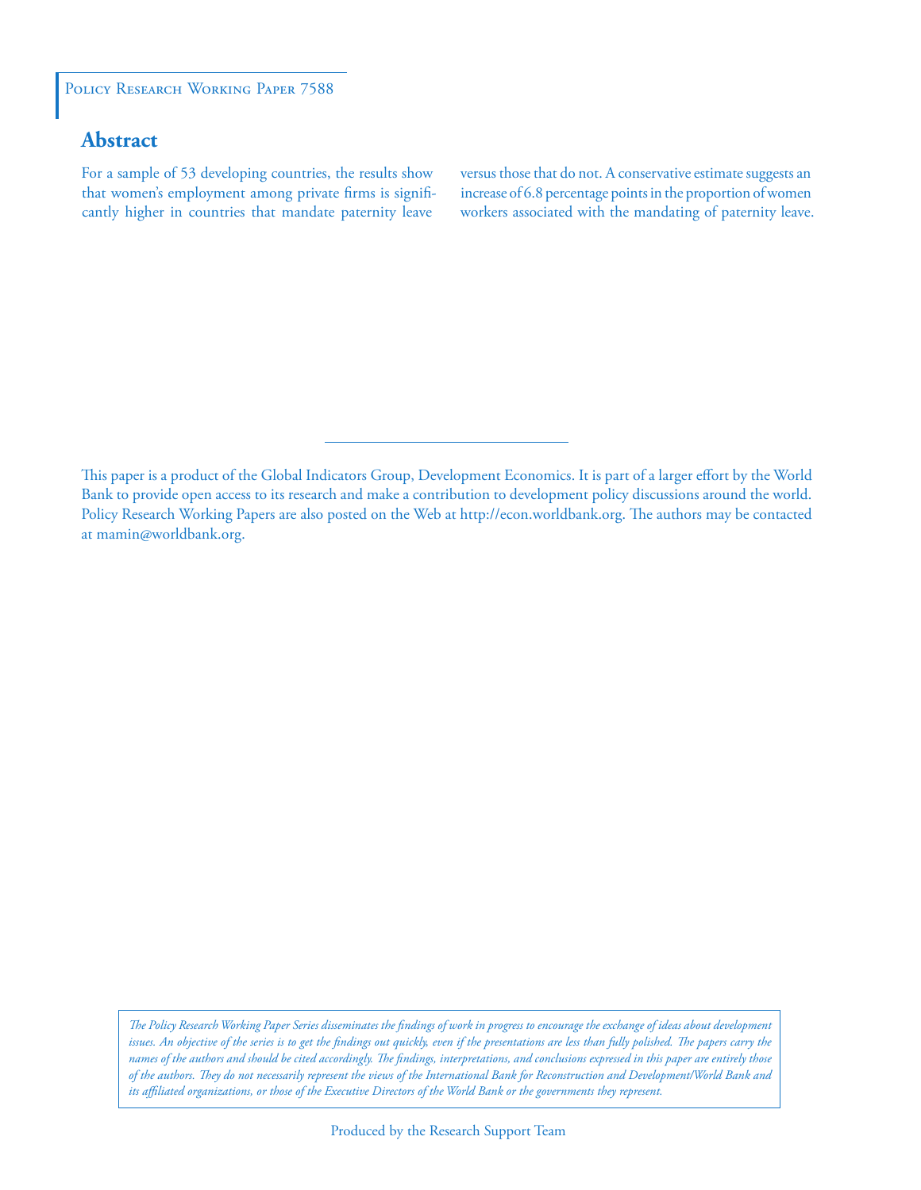Policy Research Working Paper 7588

## Abstract

For a sample of 53 developing countries, the results show that women's employment among private firms is significantly higher in countries that mandate paternity leave versus those that do not. A conservative estimate suggests an increase of 6.8 percentage points in the proportion of women workers associated with the mandating of paternity leave.

This paper is a product of the Global Indicators Group, Development Economics. It is part of a larger effort by the World Bank to provide open access to its research and make a contribution to development policy discussions around the world. Policy Research Working Papers are also posted on the Web at http://econ.worldbank.org. The authors may be contacted at mamin@worldbank.org.

*The Policy Research Working Paper Series disseminates the findings of work in progress to encourage the exchange of ideas about development issues. An objective of the series is to get the findings out quickly, even if the presentations are less than fully polished. The papers carry the names of the authors and should be cited accordingly. The findings, interpretations, and conclusions expressed in this paper are entirely those of the authors. They do not necessarily represent the views of the International Bank for Reconstruction and Development/World Bank and its affiliated organizations, or those of the Executive Directors of the World Bank or the governments they represent.*

Produced by the Research Support Team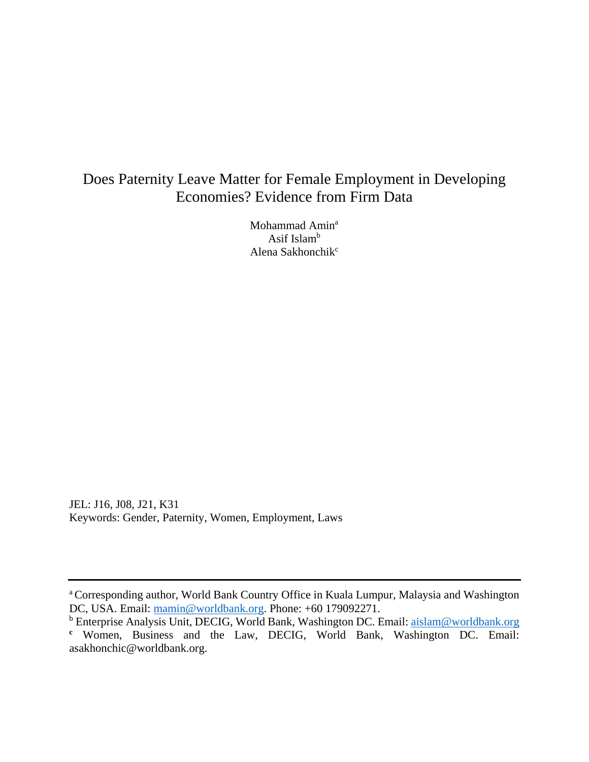# Does Paternity Leave Matter for Female Employment in Developing Economies? Evidence from Firm Data

Mohammad Amin[a]
Asif Islam[b]
Alena Sakhonchik[c]

JEL: J16, J08, J21, K31
Keywords: Gender, Paternity, Women, Employment, Laws

---

[a] Corresponding author, World Bank Country Office in Kuala Lumpur, Malaysia and Washington DC, USA. Email: mamin@worldbank.org. Phone: +60 179092271.
[b] Enterprise Analysis Unit, DECIG, World Bank, Washington DC. Email: aislam@worldbank.org
[c] Women, Business and the Law, DECIG, World Bank, Washington DC. Email: asakhonchic@worldbank.org.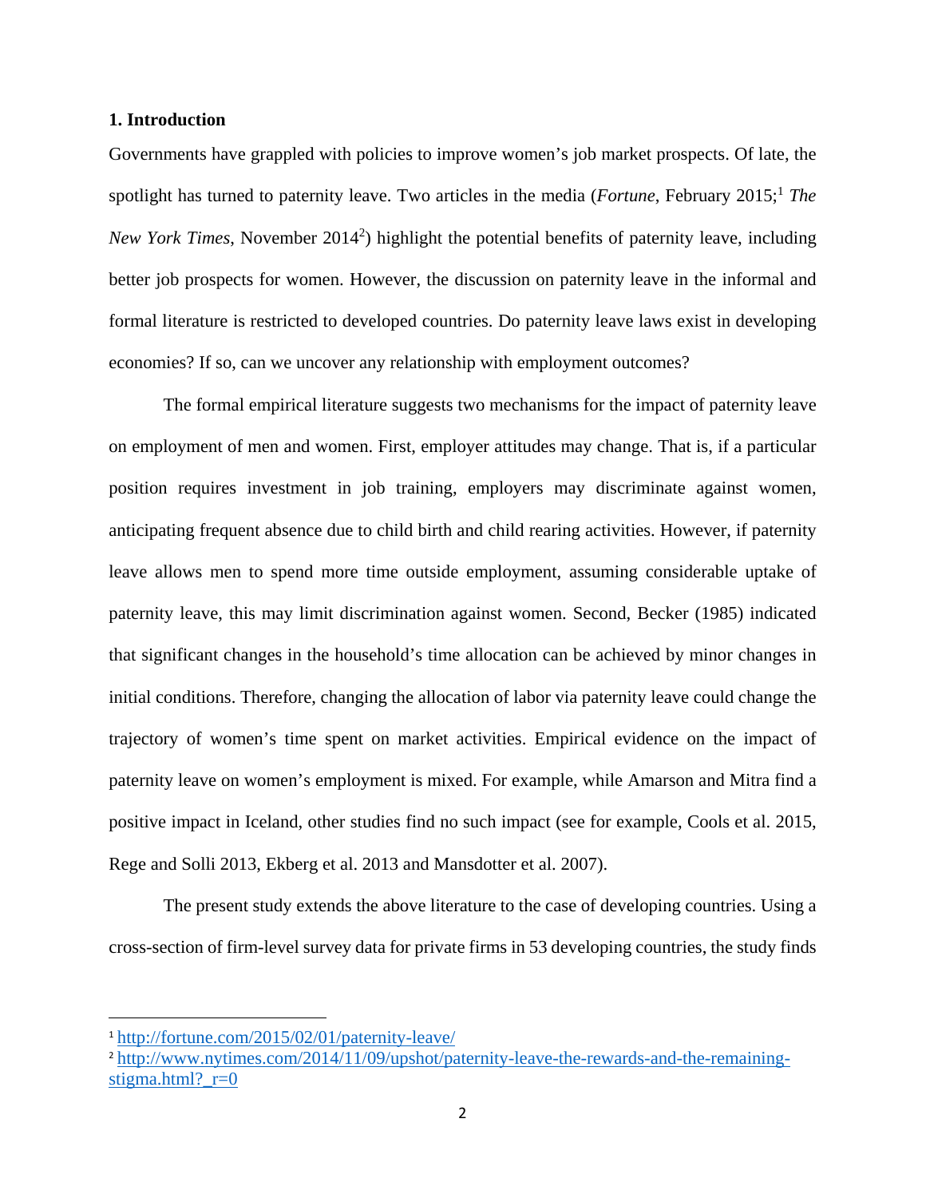## 1. Introduction

Governments have grappled with policies to improve women's job market prospects. Of late, the spotlight has turned to paternity leave. Two articles in the media (*Fortune*, February 2015;[1] *The New York Times*, November 2014[2]) highlight the potential benefits of paternity leave, including better job prospects for women. However, the discussion on paternity leave in the informal and formal literature is restricted to developed countries. Do paternity leave laws exist in developing economies? If so, can we uncover any relationship with employment outcomes?

The formal empirical literature suggests two mechanisms for the impact of paternity leave on employment of men and women. First, employer attitudes may change. That is, if a particular position requires investment in job training, employers may discriminate against women, anticipating frequent absence due to child birth and child rearing activities. However, if paternity leave allows men to spend more time outside employment, assuming considerable uptake of paternity leave, this may limit discrimination against women. Second, Becker (1985) indicated that significant changes in the household's time allocation can be achieved by minor changes in initial conditions. Therefore, changing the allocation of labor via paternity leave could change the trajectory of women's time spent on market activities. Empirical evidence on the impact of paternity leave on women's employment is mixed. For example, while Amarson and Mitra find a positive impact in Iceland, other studies find no such impact (see for example, Cools et al. 2015, Rege and Solli 2013, Ekberg et al. 2013 and Mansdotter et al. 2007).

The present study extends the above literature to the case of developing countries. Using a cross-section of firm-level survey data for private firms in 53 developing countries, the study finds

[1] http://fortune.com/2015/02/01/paternity-leave/

[2] http://www.nytimes.com/2014/11/09/upshot/paternity-leave-the-rewards-and-the-remaining-stigma.html?_r=0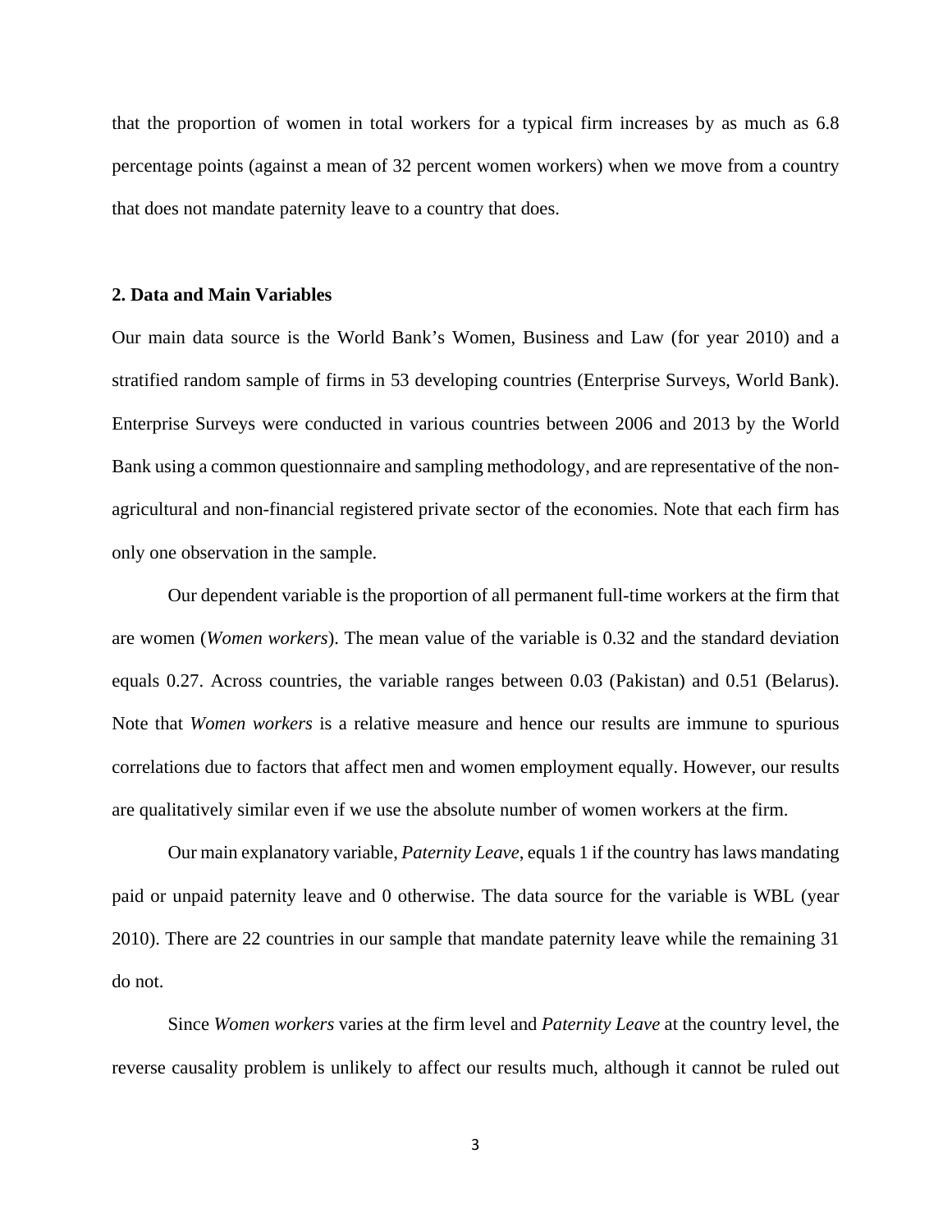that the proportion of women in total workers for a typical firm increases by as much as 6.8 percentage points (against a mean of 32 percent women workers) when we move from a country that does not mandate paternity leave to a country that does.

## 2. Data and Main Variables

Our main data source is the World Bank's Women, Business and Law (for year 2010) and a stratified random sample of firms in 53 developing countries (Enterprise Surveys, World Bank). Enterprise Surveys were conducted in various countries between 2006 and 2013 by the World Bank using a common questionnaire and sampling methodology, and are representative of the non-agricultural and non-financial registered private sector of the economies. Note that each firm has only one observation in the sample.

Our dependent variable is the proportion of all permanent full-time workers at the firm that are women (*Women workers*). The mean value of the variable is 0.32 and the standard deviation equals 0.27. Across countries, the variable ranges between 0.03 (Pakistan) and 0.51 (Belarus). Note that *Women workers* is a relative measure and hence our results are immune to spurious correlations due to factors that affect men and women employment equally. However, our results are qualitatively similar even if we use the absolute number of women workers at the firm.

Our main explanatory variable, *Paternity Leave*, equals 1 if the country has laws mandating paid or unpaid paternity leave and 0 otherwise. The data source for the variable is WBL (year 2010). There are 22 countries in our sample that mandate paternity leave while the remaining 31 do not.

Since *Women workers* varies at the firm level and *Paternity Leave* at the country level, the reverse causality problem is unlikely to affect our results much, although it cannot be ruled out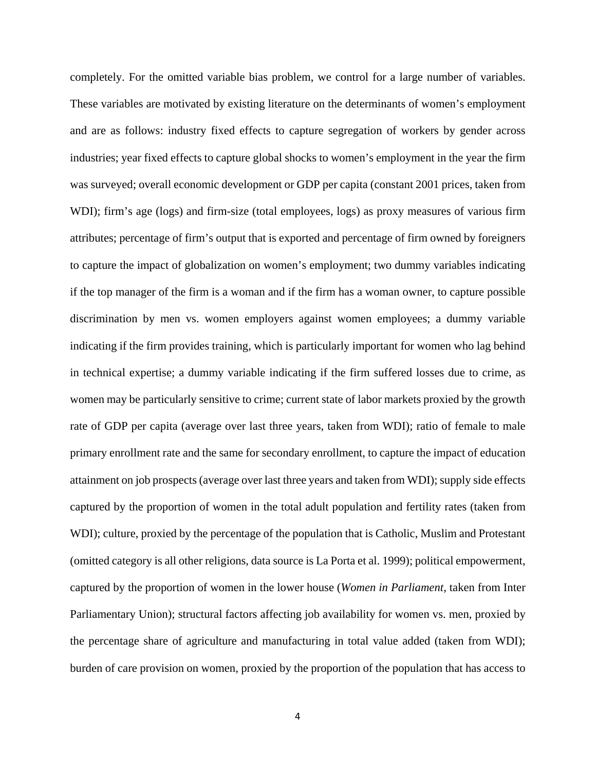completely. For the omitted variable bias problem, we control for a large number of variables. These variables are motivated by existing literature on the determinants of women's employment and are as follows: industry fixed effects to capture segregation of workers by gender across industries; year fixed effects to capture global shocks to women's employment in the year the firm was surveyed; overall economic development or GDP per capita (constant 2001 prices, taken from WDI); firm's age (logs) and firm-size (total employees, logs) as proxy measures of various firm attributes; percentage of firm's output that is exported and percentage of firm owned by foreigners to capture the impact of globalization on women's employment; two dummy variables indicating if the top manager of the firm is a woman and if the firm has a woman owner, to capture possible discrimination by men vs. women employers against women employees; a dummy variable indicating if the firm provides training, which is particularly important for women who lag behind in technical expertise; a dummy variable indicating if the firm suffered losses due to crime, as women may be particularly sensitive to crime; current state of labor markets proxied by the growth rate of GDP per capita (average over last three years, taken from WDI); ratio of female to male primary enrollment rate and the same for secondary enrollment, to capture the impact of education attainment on job prospects (average over last three years and taken from WDI); supply side effects captured by the proportion of women in the total adult population and fertility rates (taken from WDI); culture, proxied by the percentage of the population that is Catholic, Muslim and Protestant (omitted category is all other religions, data source is La Porta et al. 1999); political empowerment, captured by the proportion of women in the lower house (*Women in Parliament*, taken from Inter Parliamentary Union); structural factors affecting job availability for women vs. men, proxied by the percentage share of agriculture and manufacturing in total value added (taken from WDI); burden of care provision on women, proxied by the proportion of the population that has access to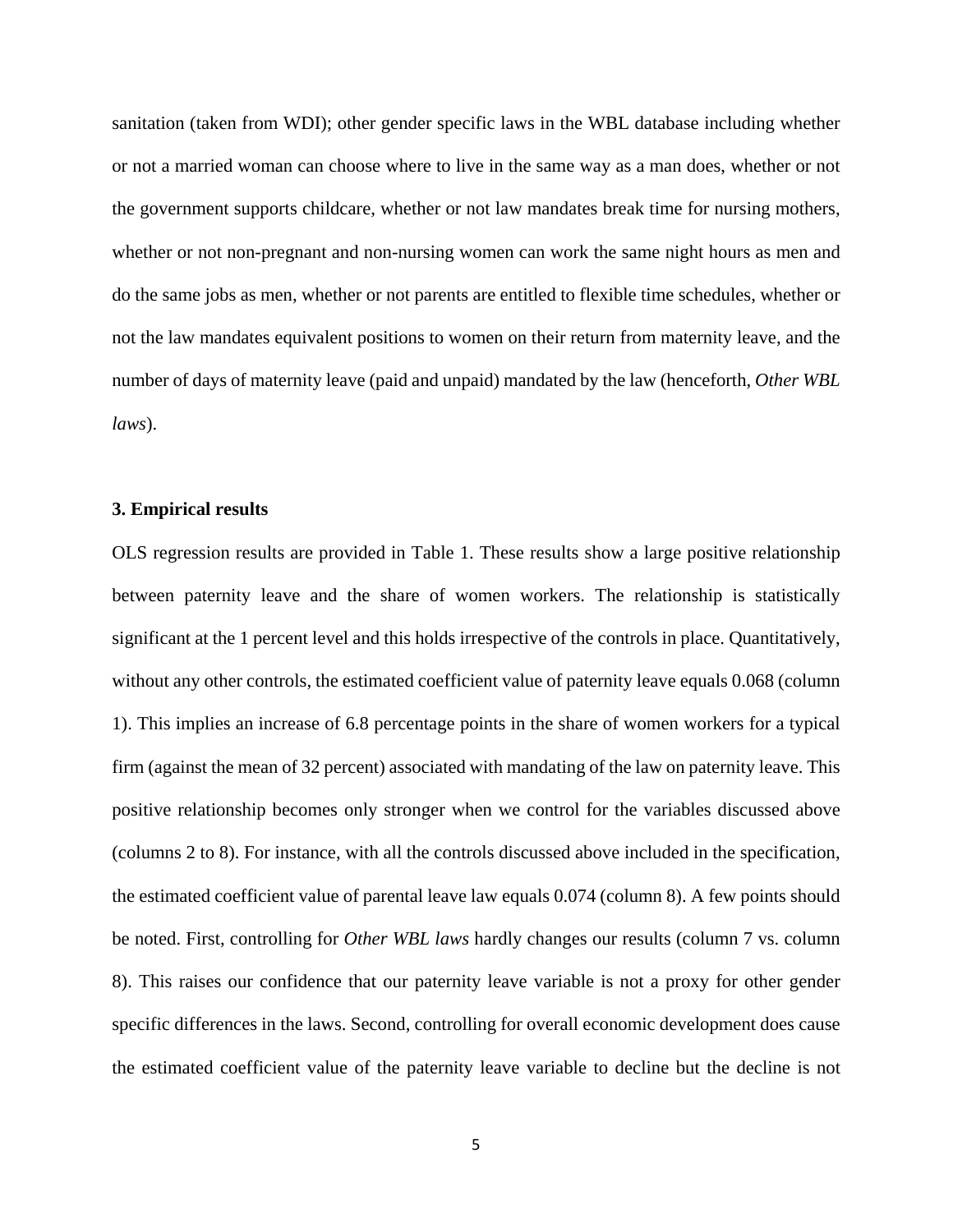sanitation (taken from WDI); other gender specific laws in the WBL database including whether or not a married woman can choose where to live in the same way as a man does, whether or not the government supports childcare, whether or not law mandates break time for nursing mothers, whether or not non-pregnant and non-nursing women can work the same night hours as men and do the same jobs as men, whether or not parents are entitled to flexible time schedules, whether or not the law mandates equivalent positions to women on their return from maternity leave, and the number of days of maternity leave (paid and unpaid) mandated by the law (henceforth, *Other WBL laws*).

## 3. Empirical results

OLS regression results are provided in Table 1. These results show a large positive relationship between paternity leave and the share of women workers. The relationship is statistically significant at the 1 percent level and this holds irrespective of the controls in place. Quantitatively, without any other controls, the estimated coefficient value of paternity leave equals 0.068 (column 1). This implies an increase of 6.8 percentage points in the share of women workers for a typical firm (against the mean of 32 percent) associated with mandating of the law on paternity leave. This positive relationship becomes only stronger when we control for the variables discussed above (columns 2 to 8). For instance, with all the controls discussed above included in the specification, the estimated coefficient value of parental leave law equals 0.074 (column 8). A few points should be noted. First, controlling for *Other WBL laws* hardly changes our results (column 7 vs. column 8). This raises our confidence that our paternity leave variable is not a proxy for other gender specific differences in the laws. Second, controlling for overall economic development does cause the estimated coefficient value of the paternity leave variable to decline but the decline is not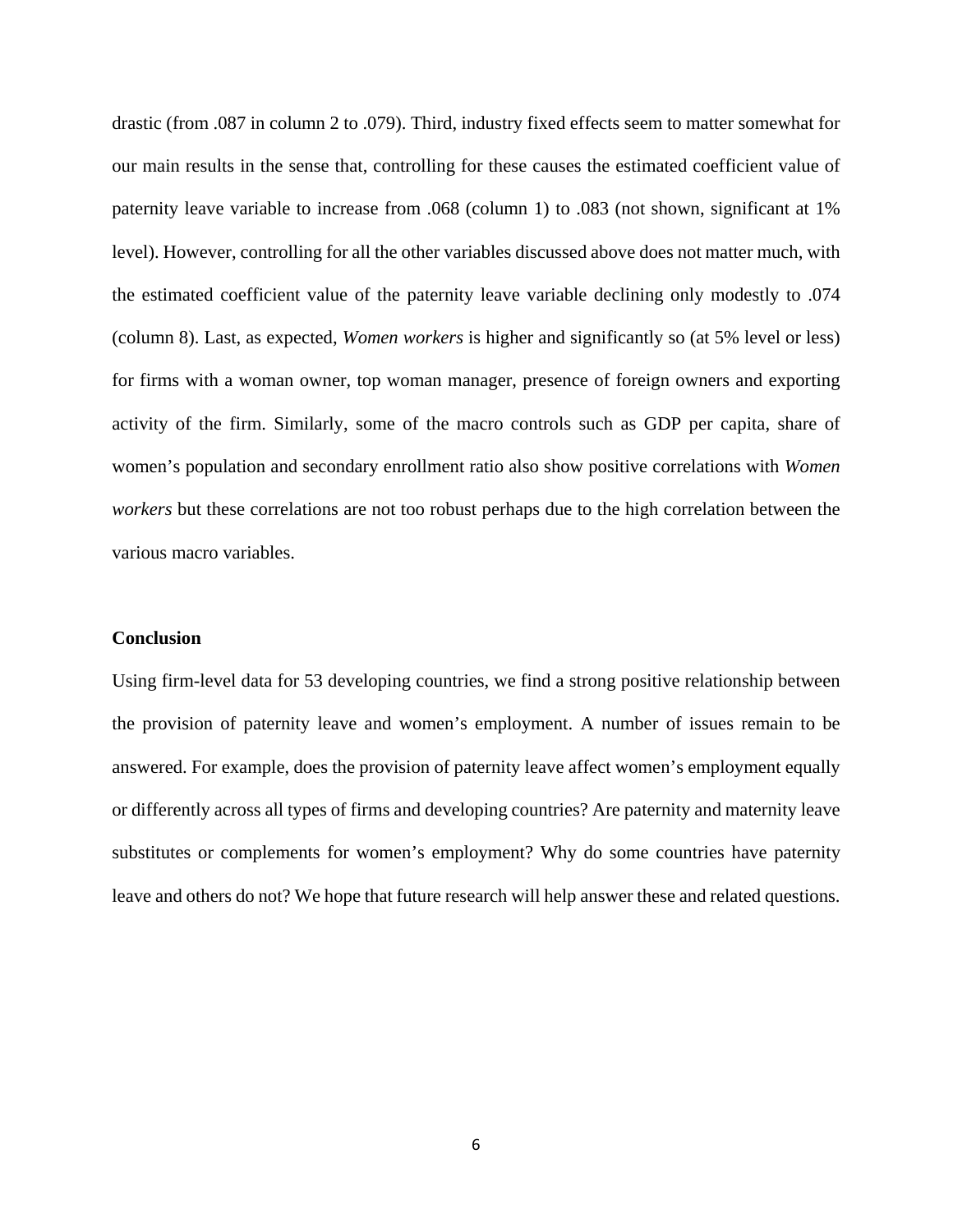drastic (from .087 in column 2 to .079). Third, industry fixed effects seem to matter somewhat for our main results in the sense that, controlling for these causes the estimated coefficient value of paternity leave variable to increase from .068 (column 1) to .083 (not shown, significant at 1% level). However, controlling for all the other variables discussed above does not matter much, with the estimated coefficient value of the paternity leave variable declining only modestly to .074 (column 8). Last, as expected, *Women workers* is higher and significantly so (at 5% level or less) for firms with a woman owner, top woman manager, presence of foreign owners and exporting activity of the firm. Similarly, some of the macro controls such as GDP per capita, share of women's population and secondary enrollment ratio also show positive correlations with *Women workers* but these correlations are not too robust perhaps due to the high correlation between the various macro variables.

**Conclusion**

Using firm-level data for 53 developing countries, we find a strong positive relationship between the provision of paternity leave and women's employment. A number of issues remain to be answered. For example, does the provision of paternity leave affect women's employment equally or differently across all types of firms and developing countries? Are paternity and maternity leave substitutes or complements for women's employment? Why do some countries have paternity leave and others do not? We hope that future research will help answer these and related questions.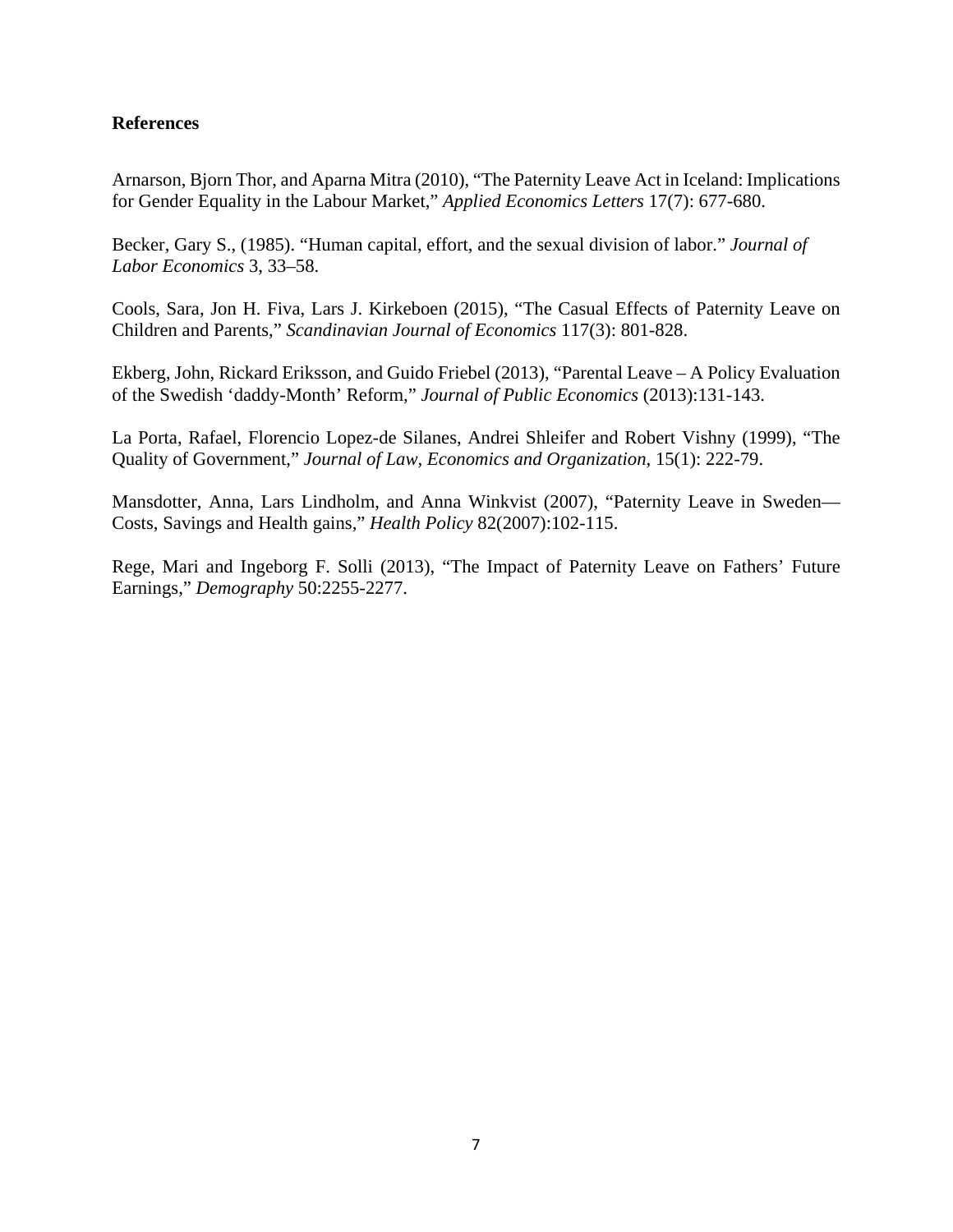## References

Arnarson, Bjorn Thor, and Aparna Mitra (2010), "The Paternity Leave Act in Iceland: Implications for Gender Equality in the Labour Market," *Applied Economics Letters* 17(7): 677-680.

Becker, Gary S., (1985). "Human capital, effort, and the sexual division of labor." *Journal of Labor Economics* 3, 33–58.

Cools, Sara, Jon H. Fiva, Lars J. Kirkeboen (2015), "The Casual Effects of Paternity Leave on Children and Parents," *Scandinavian Journal of Economics* 117(3): 801-828.

Ekberg, John, Rickard Eriksson, and Guido Friebel (2013), "Parental Leave – A Policy Evaluation of the Swedish 'daddy-Month' Reform," *Journal of Public Economics* (2013):131-143.

La Porta, Rafael, Florencio Lopez-de Silanes, Andrei Shleifer and Robert Vishny (1999), "The Quality of Government," *Journal of Law, Economics and Organization*, 15(1): 222-79.

Mansdotter, Anna, Lars Lindholm, and Anna Winkvist (2007), "Paternity Leave in Sweden—Costs, Savings and Health gains," *Health Policy* 82(2007):102-115.

Rege, Mari and Ingeborg F. Solli (2013), "The Impact of Paternity Leave on Fathers' Future Earnings," *Demography* 50:2255-2277.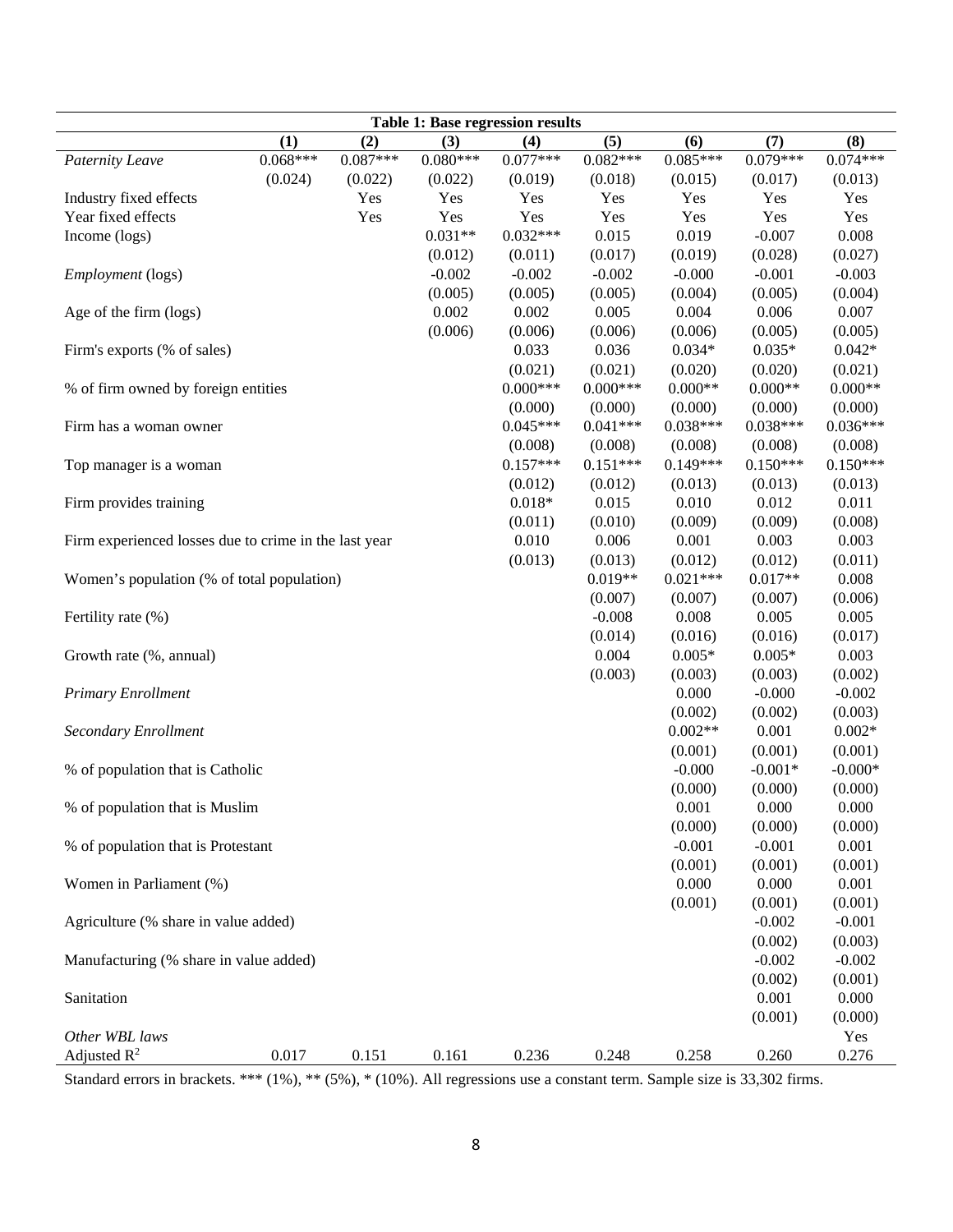**Table 1: Base regression results**

| | (1) | (2) | (3) | (4) | (5) | (6) | (7) | (8) |
|---|---|---|---|---|---|---|---|---|
| *Paternity Leave* | 0.068*** | 0.087*** | 0.080*** | 0.077*** | 0.082*** | 0.085*** | 0.079*** | 0.074*** |
| | (0.024) | (0.022) | (0.022) | (0.019) | (0.018) | (0.015) | (0.017) | (0.013) |
| Industry fixed effects | | Yes | Yes | Yes | Yes | Yes | Yes | Yes |
| Year fixed effects | | Yes | Yes | Yes | Yes | Yes | Yes | Yes |
| Income (logs) | | | 0.031** | 0.032*** | 0.015 | 0.019 | -0.007 | 0.008 |
| | | | (0.012) | (0.011) | (0.017) | (0.019) | (0.028) | (0.027) |
| *Employment* (logs) | | | -0.002 | -0.002 | -0.002 | -0.000 | -0.001 | -0.003 |
| | | | (0.005) | (0.005) | (0.005) | (0.004) | (0.005) | (0.004) |
| Age of the firm (logs) | | | 0.002 | 0.002 | 0.005 | 0.004 | 0.006 | 0.007 |
| | | | (0.006) | (0.006) | (0.006) | (0.006) | (0.005) | (0.005) |
| Firm's exports (% of sales) | | | | 0.033 | 0.036 | 0.034* | 0.035* | 0.042* |
| | | | | (0.021) | (0.021) | (0.020) | (0.020) | (0.021) |
| % of firm owned by foreign entities | | | | 0.000*** | 0.000*** | 0.000** | 0.000** | 0.000** |
| | | | | (0.000) | (0.000) | (0.000) | (0.000) | (0.000) |
| Firm has a woman owner | | | | 0.045*** | 0.041*** | 0.038*** | 0.038*** | 0.036*** |
| | | | | (0.008) | (0.008) | (0.008) | (0.008) | (0.008) |
| Top manager is a woman | | | | 0.157*** | 0.151*** | 0.149*** | 0.150*** | 0.150*** |
| | | | | (0.012) | (0.012) | (0.013) | (0.013) | (0.013) |
| Firm provides training | | | | 0.018* | 0.015 | 0.010 | 0.012 | 0.011 |
| | | | | (0.011) | (0.010) | (0.009) | (0.009) | (0.008) |
| Firm experienced losses due to crime in the last year | | | | 0.010 | 0.006 | 0.001 | 0.003 | 0.003 |
| | | | | (0.013) | (0.013) | (0.012) | (0.012) | (0.011) |
| Women's population (% of total population) | | | | | 0.019** | 0.021*** | 0.017** | 0.008 |
| | | | | | (0.007) | (0.007) | (0.007) | (0.006) |
| Fertility rate (%) | | | | | -0.008 | 0.008 | 0.005 | 0.005 |
| | | | | | (0.014) | (0.016) | (0.016) | (0.017) |
| Growth rate (%, annual) | | | | | 0.004 | 0.005* | 0.005* | 0.003 |
| | | | | | (0.003) | (0.003) | (0.003) | (0.002) |
| *Primary Enrollment* | | | | | | 0.000 | -0.000 | -0.002 |
| | | | | | | (0.002) | (0.002) | (0.003) |
| *Secondary Enrollment* | | | | | | 0.002** | 0.001 | 0.002* |
| | | | | | | (0.001) | (0.001) | (0.001) |
| % of population that is Catholic | | | | | | -0.000 | -0.001* | -0.000* |
| | | | | | | (0.000) | (0.000) | (0.000) |
| % of population that is Muslim | | | | | | 0.001 | 0.000 | 0.000 |
| | | | | | | (0.000) | (0.000) | (0.000) |
| % of population that is Protestant | | | | | | -0.001 | -0.001 | 0.001 |
| | | | | | | (0.001) | (0.001) | (0.001) |
| Women in Parliament (%) | | | | | | 0.000 | 0.000 | 0.001 |
| | | | | | | (0.001) | (0.001) | (0.001) |
| Agriculture (% share in value added) | | | | | | | -0.002 | -0.001 |
| | | | | | | | (0.002) | (0.003) |
| Manufacturing (% share in value added) | | | | | | | -0.002 | -0.002 |
| | | | | | | | (0.002) | (0.001) |
| Sanitation | | | | | | | 0.001 | 0.000 |
| | | | | | | | (0.001) | (0.000) |
| *Other WBL laws* | | | | | | | | Yes |
| Adjusted $R^2$ | 0.017 | 0.151 | 0.161 | 0.236 | 0.248 | 0.258 | 0.260 | 0.276 |

Standard errors in brackets. *** (1%), ** (5%), * (10%). All regressions use a constant term. Sample size is 33,302 firms.